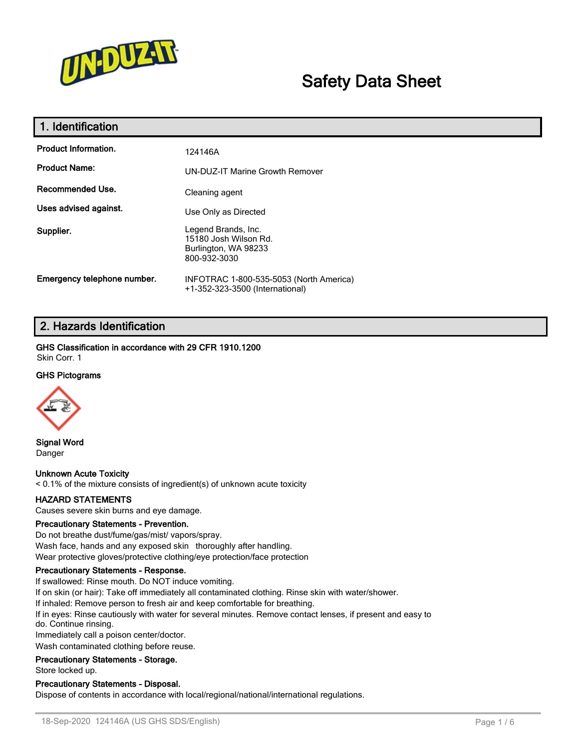# Safety Data Sheet

## 1. Identification

| | |
|---|---|
| **Product Information.** | 124146A |
| **Product Name:** | UN-DUZ-IT Marine Growth Remover |
| **Recommended Use.** | Cleaning agent |
| **Uses advised against.** | Use Only as Directed |
| **Supplier.** | Legend Brands, Inc.<br>15180 Josh Wilson Rd.<br>Burlington, WA 98233<br>800-932-3030 |
| **Emergency telephone number.** | INFOTRAC 1-800-535-5053 (North America)<br>+1-352-323-3500 (International) |

## 2. Hazards Identification

**GHS Classification in accordance with 29 CFR 1910.1200**
Skin Corr. 1

**GHS Pictograms**

**Signal Word**
Danger

**Unknown Acute Toxicity**
< 0.1% of the mixture consists of ingredient(s) of unknown acute toxicity

**HAZARD STATEMENTS**
Causes severe skin burns and eye damage.

**Precautionary Statements - Prevention.**
Do not breathe dust/fume/gas/mist/ vapors/spray.
Wash face, hands and any exposed skin thoroughly after handling.
Wear protective gloves/protective clothing/eye protection/face protection

**Precautionary Statements - Response.**
If swallowed: Rinse mouth. Do NOT induce vomiting.
If on skin (or hair): Take off immediately all contaminated clothing. Rinse skin with water/shower.
If inhaled: Remove person to fresh air and keep comfortable for breathing.
If in eyes: Rinse cautiously with water for several minutes. Remove contact lenses, if present and easy to do. Continue rinsing.
Immediately call a poison center/doctor.
Wash contaminated clothing before reuse.

**Precautionary Statements - Storage.**
Store locked up.

**Precautionary Statements - Disposal.**
Dispose of contents in accordance with local/regional/national/international regulations.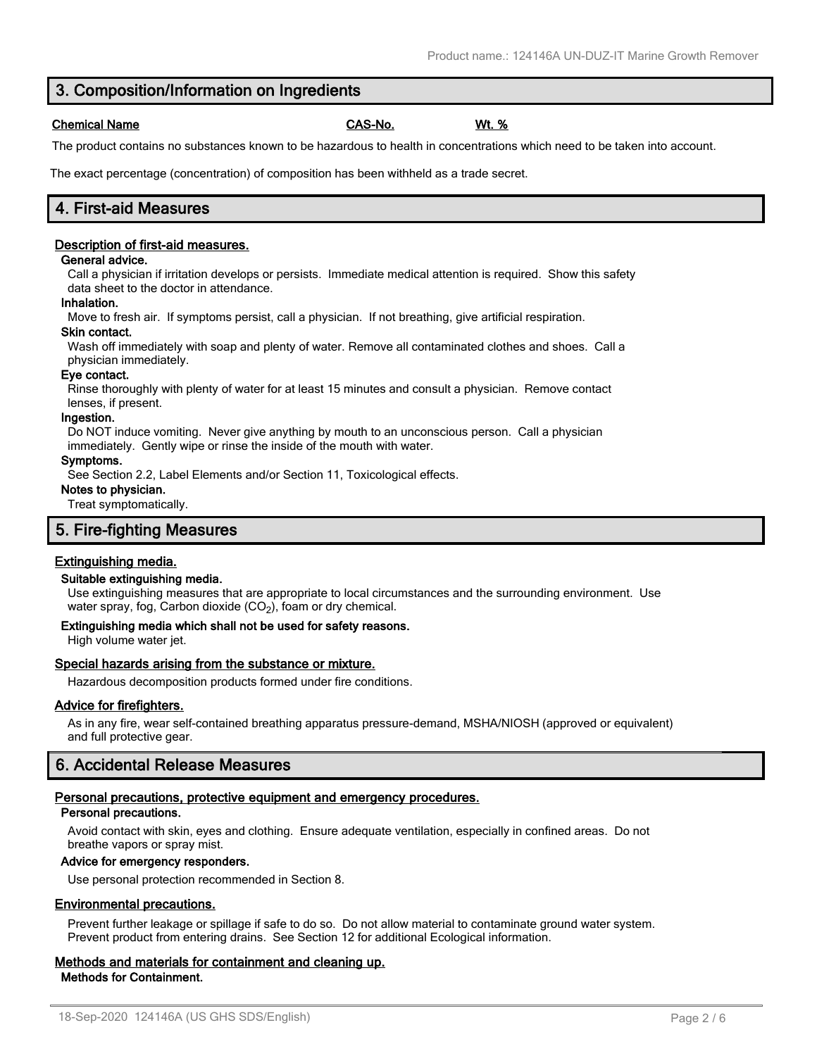## 3. Composition/Information on Ingredients

| Chemical Name | CAS-No. | Wt. % |
| --- | --- | --- |

The product contains no substances known to be hazardous to health in concentrations which need to be taken into account.

The exact percentage (concentration) of composition has been withheld as a trade secret.

## 4. First-aid Measures

### Description of first-aid measures.

**General advice.**

Call a physician if irritation develops or persists. Immediate medical attention is required. Show this safety data sheet to the doctor in attendance.

**Inhalation.**

Move to fresh air. If symptoms persist, call a physician. If not breathing, give artificial respiration.

**Skin contact.**

Wash off immediately with soap and plenty of water. Remove all contaminated clothes and shoes. Call a physician immediately.

**Eye contact.**

Rinse thoroughly with plenty of water for at least 15 minutes and consult a physician. Remove contact lenses, if present.

**Ingestion.**

Do NOT induce vomiting. Never give anything by mouth to an unconscious person. Call a physician immediately. Gently wipe or rinse the inside of the mouth with water.

**Symptoms.**

See Section 2.2, Label Elements and/or Section 11, Toxicological effects.

**Notes to physician.**

Treat symptomatically.

## 5. Fire-fighting Measures

### Extinguishing media.

**Suitable extinguishing media.**

Use extinguishing measures that are appropriate to local circumstances and the surrounding environment. Use water spray, fog, Carbon dioxide ($CO_2$), foam or dry chemical.

**Extinguishing media which shall not be used for safety reasons.**

High volume water jet.

### Special hazards arising from the substance or mixture.

Hazardous decomposition products formed under fire conditions.

### Advice for firefighters.

As in any fire, wear self-contained breathing apparatus pressure-demand, MSHA/NIOSH (approved or equivalent) and full protective gear.

## 6. Accidental Release Measures

### Personal precautions, protective equipment and emergency procedures.

**Personal precautions.**

Avoid contact with skin, eyes and clothing. Ensure adequate ventilation, especially in confined areas. Do not breathe vapors or spray mist.

**Advice for emergency responders.**

Use personal protection recommended in Section 8.

### Environmental precautions.

Prevent further leakage or spillage if safe to do so. Do not allow material to contaminate ground water system. Prevent product from entering drains. See Section 12 for additional Ecological information.

### Methods and materials for containment and cleaning up.

**Methods for Containment.**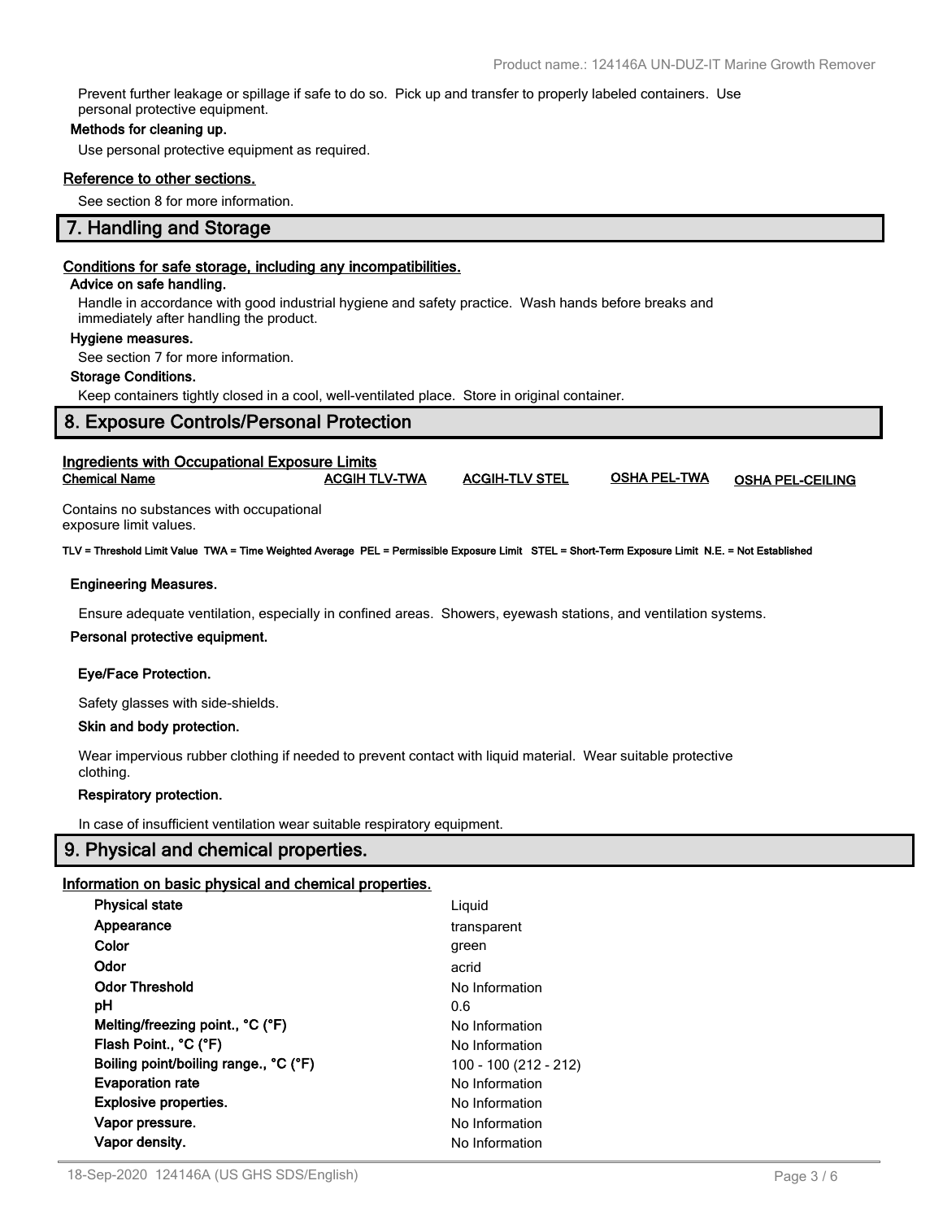Prevent further leakage or spillage if safe to do so. Pick up and transfer to properly labeled containers. Use personal protective equipment.

**Methods for cleaning up.**

Use personal protective equipment as required.

**Reference to other sections.**

See section 8 for more information.

## 7. Handling and Storage

**Conditions for safe storage, including any incompatibilities.**

**Advice on safe handling.**

Handle in accordance with good industrial hygiene and safety practice. Wash hands before breaks and immediately after handling the product.

**Hygiene measures.**

See section 7 for more information.

**Storage Conditions.**

Keep containers tightly closed in a cool, well-ventilated place. Store in original container.

## 8. Exposure Controls/Personal Protection

**Ingredients with Occupational Exposure Limits**

| Chemical Name | ACGIH TLV-TWA | ACGIH-TLV STEL | OSHA PEL-TWA | OSHA PEL-CEILING |
|---|---|---|---|---|
| Contains no substances with occupational exposure limit values. | | | | |

**TLV = Threshold Limit Value TWA = Time Weighted Average PEL = Permissible Exposure Limit STEL = Short-Term Exposure Limit N.E. = Not Established**

**Engineering Measures.**

Ensure adequate ventilation, especially in confined areas. Showers, eyewash stations, and ventilation systems.

**Personal protective equipment.**

**Eye/Face Protection.**

Safety glasses with side-shields.

**Skin and body protection.**

Wear impervious rubber clothing if needed to prevent contact with liquid material. Wear suitable protective clothing.

**Respiratory protection.**

In case of insufficient ventilation wear suitable respiratory equipment.

## 9. Physical and chemical properties.

**Information on basic physical and chemical properties.**

| | |
|---|---|
| **Physical state** | Liquid |
| **Appearance** | transparent |
| **Color** | green |
| **Odor** | acrid |
| **Odor Threshold** | No Information |
| **pH** | 0.6 |
| **Melting/freezing point., °C (°F)** | No Information |
| **Flash Point., °C (°F)** | No Information |
| **Boiling point/boiling range., °C (°F)** | 100 - 100 (212 - 212) |
| **Evaporation rate** | No Information |
| **Explosive properties.** | No Information |
| **Vapor pressure.** | No Information |
| **Vapor density.** | No Information |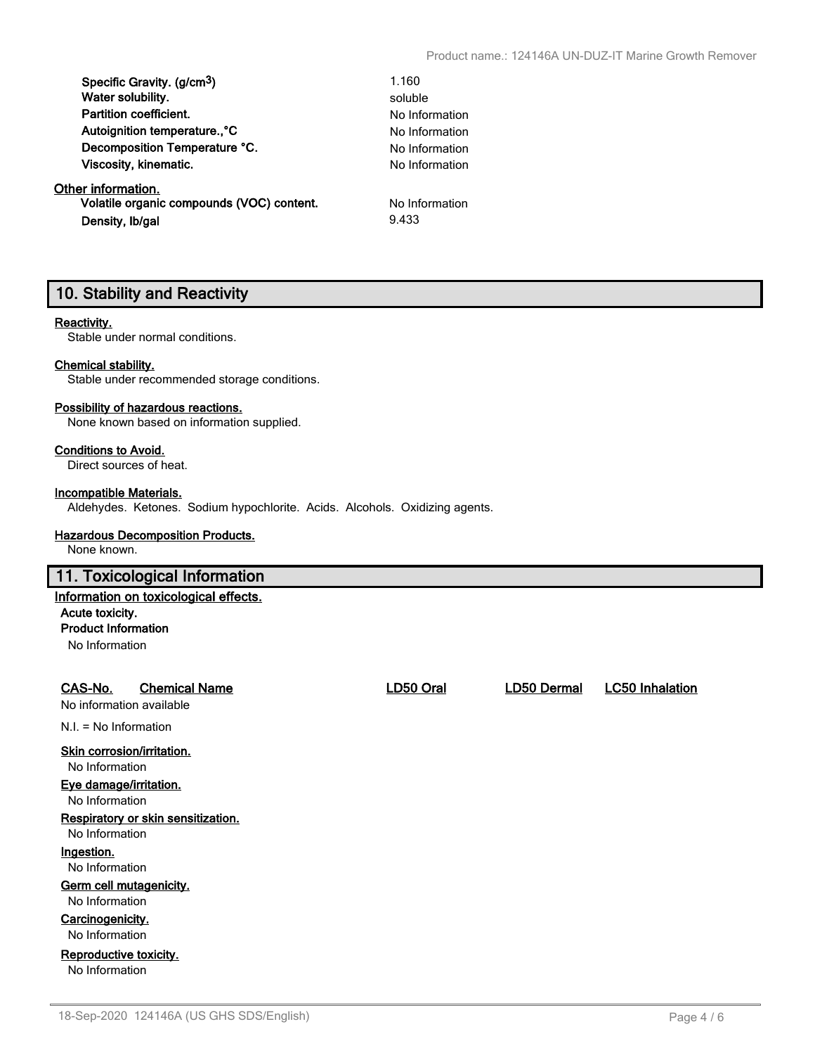| | |
|---|---|
| **Specific Gravity. (g/cm$^3$)** | 1.160 |
| **Water solubility.** | soluble |
| **Partition coefficient.** | No Information |
| **Autoignition temperature.,°C** | No Information |
| **Decomposition Temperature °C.** | No Information |
| **Viscosity, kinematic.** | No Information |

**Other information.**

| | |
|---|---|
| **Volatile organic compounds (VOC) content.** | No Information |
| **Density, lb/gal** | 9.433 |

## 10. Stability and Reactivity

**Reactivity.**
Stable under normal conditions.

**Chemical stability.**
Stable under recommended storage conditions.

**Possibility of hazardous reactions.**
None known based on information supplied.

**Conditions to Avoid.**
Direct sources of heat.

**Incompatible Materials.**
Aldehydes. Ketones. Sodium hypochlorite. Acids. Alcohols. Oxidizing agents.

**Hazardous Decomposition Products.**
None known.

## 11. Toxicological Information

**Information on toxicological effects.**

**Acute toxicity.**

**Product Information**

No Information

| CAS-No. | Chemical Name | LD50 Oral | LD50 Dermal | LC50 Inhalation |
|---|---|---|---|---|
| No information available | | | | |

N.I. = No Information

**Skin corrosion/irritation.**
No Information

**Eye damage/irritation.**
No Information

**Respiratory or skin sensitization.**
No Information

**Ingestion.**
No Information

**Germ cell mutagenicity.**
No Information

**Carcinogenicity.**
No Information

**Reproductive toxicity.**
No Information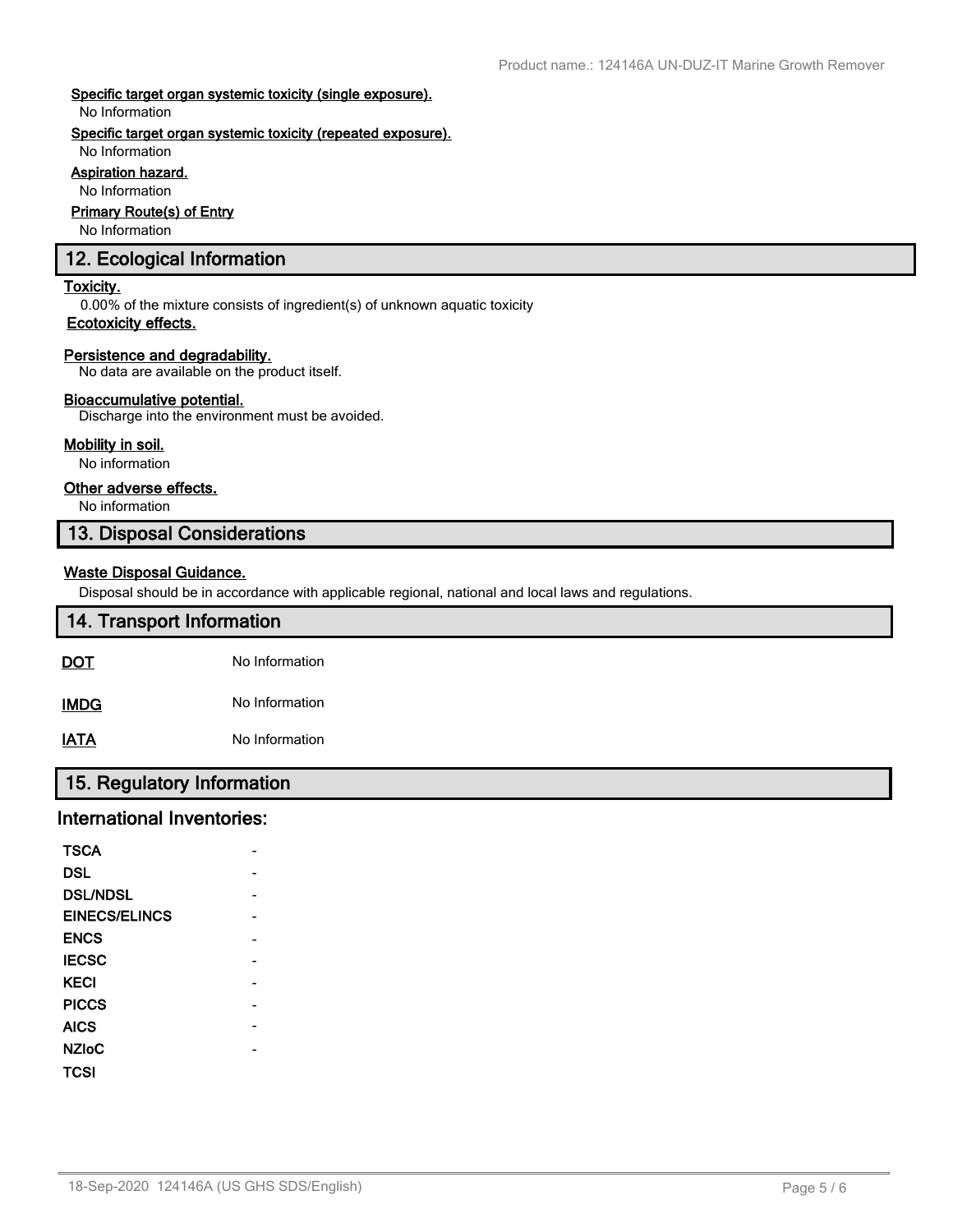**Specific target organ systemic toxicity (single exposure).**

No Information

**Specific target organ systemic toxicity (repeated exposure).**

No Information

**Aspiration hazard.**

No Information

**Primary Route(s) of Entry**

No Information

## 12. Ecological Information

**Toxicity.**

0.00% of the mixture consists of ingredient(s) of unknown aquatic toxicity

**Ecotoxicity effects.**

**Persistence and degradability.**

No data are available on the product itself.

**Bioaccumulative potential.**

Discharge into the environment must be avoided.

**Mobility in soil.**

No information

**Other adverse effects.**

No information

## 13. Disposal Considerations

**Waste Disposal Guidance.**

Disposal should be in accordance with applicable regional, national and local laws and regulations.

## 14. Transport Information

| | |
|---|---|
| **DOT** | No Information |
| **IMDG** | No Information |
| **IATA** | No Information |

## 15. Regulatory Information

### International Inventories:

| | |
|---|---|
| **TSCA** | - |
| **DSL** | - |
| **DSL/NDSL** | - |
| **EINECS/ELINCS** | - |
| **ENCS** | - |
| **IECSC** | - |
| **KECI** | - |
| **PICCS** | - |
| **AICS** | - |
| **NZIoC** | - |
| **TCSI** | |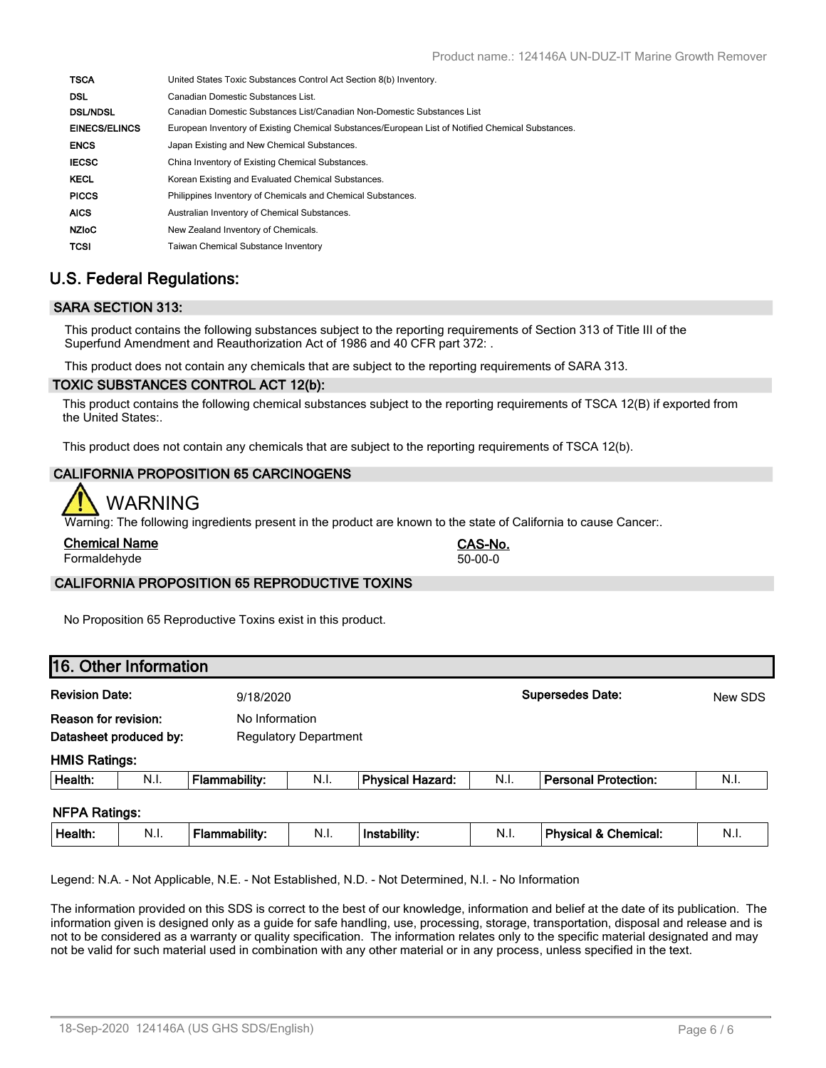| | |
|---|---|
| **TSCA** | United States Toxic Substances Control Act Section 8(b) Inventory. |
| **DSL** | Canadian Domestic Substances List. |
| **DSL/NDSL** | Canadian Domestic Substances List/Canadian Non-Domestic Substances List |
| **EINECS/ELINCS** | European Inventory of Existing Chemical Substances/European List of Notified Chemical Substances. |
| **ENCS** | Japan Existing and New Chemical Substances. |
| **IECSC** | China Inventory of Existing Chemical Substances. |
| **KECL** | Korean Existing and Evaluated Chemical Substances. |
| **PICCS** | Philippines Inventory of Chemicals and Chemical Substances. |
| **AICS** | Australian Inventory of Chemical Substances. |
| **NZIoC** | New Zealand Inventory of Chemicals. |
| **TCSI** | Taiwan Chemical Substance Inventory |

## U.S. Federal Regulations:

### SARA SECTION 313:

This product contains the following substances subject to the reporting requirements of Section 313 of Title III of the Superfund Amendment and Reauthorization Act of 1986 and 40 CFR part 372: .

This product does not contain any chemicals that are subject to the reporting requirements of SARA 313.

### TOXIC SUBSTANCES CONTROL ACT 12(b):

This product contains the following chemical substances subject to the reporting requirements of TSCA 12(B) if exported from the United States:.

This product does not contain any chemicals that are subject to the reporting requirements of TSCA 12(b).

### CALIFORNIA PROPOSITION 65 CARCINOGENS

WARNING

Warning: The following ingredients present in the product are known to the state of California to cause Cancer:.

| Chemical Name | CAS-No. |
|---|---|
| Formaldehyde | 50-00-0 |

### CALIFORNIA PROPOSITION 65 REPRODUCTIVE TOXINS

No Proposition 65 Reproductive Toxins exist in this product.

## 16. Other Information

**Revision Date:** 9/18/2020 **Supersedes Date:** New SDS

**Reason for revision:** No Information

**Datasheet produced by:** Regulatory Department

**HMIS Ratings:**

| Health: | N.I. | Flammability: | N.I. | Physical Hazard: | N.I. | Personal Protection: | N.I. |
|---|---|---|---|---|---|---|---|

**NFPA Ratings:**

| Health: | N.I. | Flammability: | N.I. | Instability: | N.I. | Physical & Chemical: | N.I. |
|---|---|---|---|---|---|---|---|

Legend: N.A. - Not Applicable, N.E. - Not Established, N.D. - Not Determined, N.I. - No Information

The information provided on this SDS is correct to the best of our knowledge, information and belief at the date of its publication. The information given is designed only as a guide for safe handling, use, processing, storage, transportation, disposal and release and is not to be considered as a warranty or quality specification. The information relates only to the specific material designated and may not be valid for such material used in combination with any other material or in any process, unless specified in the text.